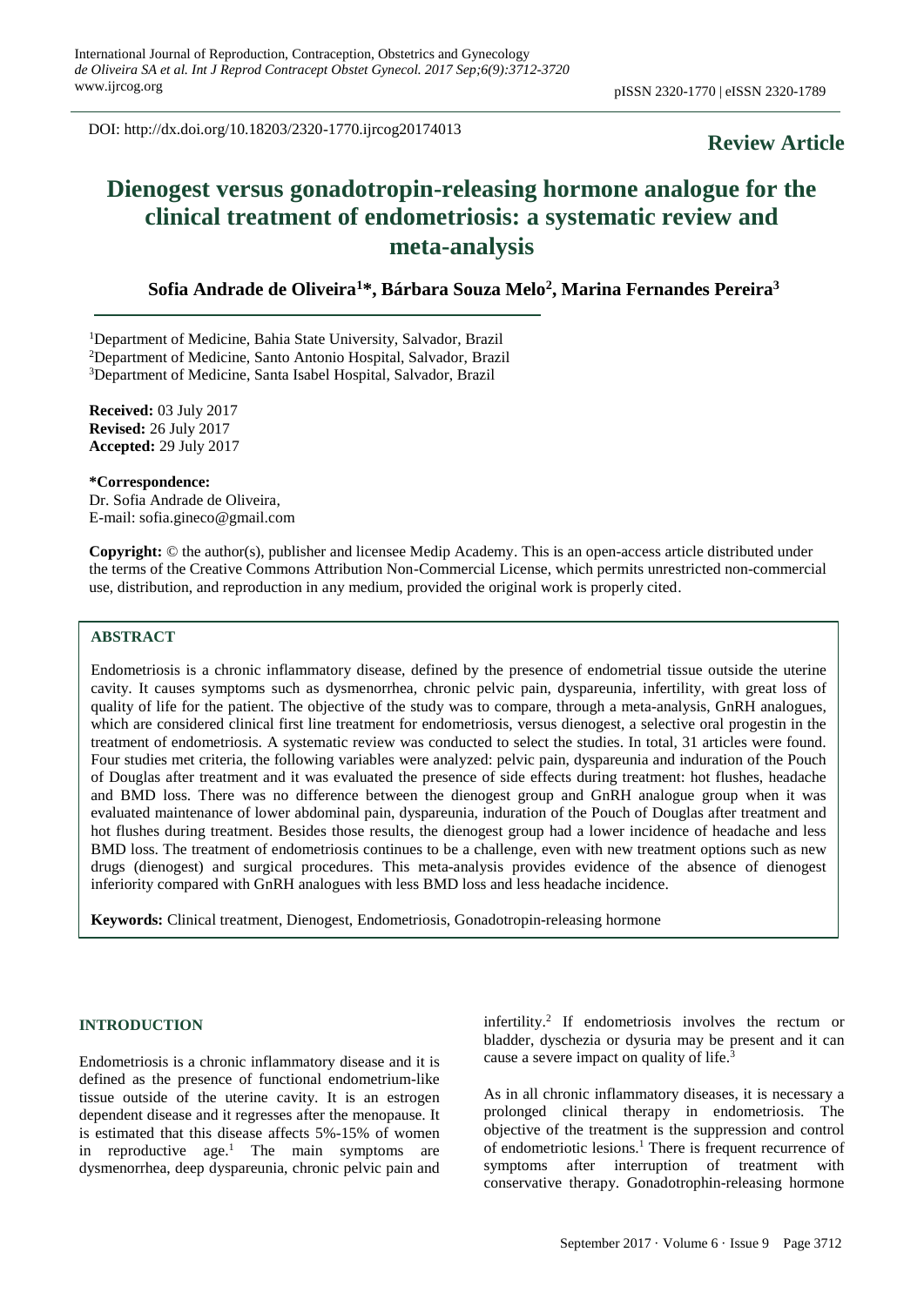DOI: http://dx.doi.org/10.18203/2320-1770.ijrcog20174013

**Review Article**

# Dienogest versus gonadotropin-releasing hormone analogue for the clinical treatment of endometriosis: a systematic review and meta-analysis

**Sofia Andrade de Oliveira[1]*, Bárbara Souza Melo[2], Marina Fernandes Pereira[3]**

[1]Department of Medicine, Bahia State University, Salvador, Brazil
[2]Department of Medicine, Santo Antonio Hospital, Salvador, Brazil
[3]Department of Medicine, Santa Isabel Hospital, Salvador, Brazil

**Received:** 03 July 2017
**Revised:** 26 July 2017
**Accepted:** 29 July 2017

**\*Correspondence:**
Dr. Sofia Andrade de Oliveira,
E-mail: sofia.gineco@gmail.com

**Copyright:** © the author(s), publisher and licensee Medip Academy. This is an open-access article distributed under the terms of the Creative Commons Attribution Non-Commercial License, which permits unrestricted non-commercial use, distribution, and reproduction in any medium, provided the original work is properly cited.

## ABSTRACT

Endometriosis is a chronic inflammatory disease, defined by the presence of endometrial tissue outside the uterine cavity. It causes symptoms such as dysmenorrhea, chronic pelvic pain, dyspareunia, infertility, with great loss of quality of life for the patient. The objective of the study was to compare, through a meta-analysis, GnRH analogues, which are considered clinical first line treatment for endometriosis, versus dienogest, a selective oral progestin in the treatment of endometriosis. A systematic review was conducted to select the studies. In total, 31 articles were found. Four studies met criteria, the following variables were analyzed: pelvic pain, dyspareunia and induration of the Pouch of Douglas after treatment and it was evaluated the presence of side effects during treatment: hot flushes, headache and BMD loss. There was no difference between the dienogest group and GnRH analogue group when it was evaluated maintenance of lower abdominal pain, dyspareunia, induration of the Pouch of Douglas after treatment and hot flushes during treatment. Besides those results, the dienogest group had a lower incidence of headache and less BMD loss. The treatment of endometriosis continues to be a challenge, even with new treatment options such as new drugs (dienogest) and surgical procedures. This meta-analysis provides evidence of the absence of dienogest inferiority compared with GnRH analogues with less BMD loss and less headache incidence.

**Keywords:** Clinical treatment, Dienogest, Endometriosis, Gonadotropin-releasing hormone

## INTRODUCTION

Endometriosis is a chronic inflammatory disease and it is defined as the presence of functional endometrium-like tissue outside of the uterine cavity. It is an estrogen dependent disease and it regresses after the menopause. It is estimated that this disease affects 5%-15% of women in reproductive age.[1] The main symptoms are dysmenorrhea, deep dyspareunia, chronic pelvic pain and infertility.[2] If endometriosis involves the rectum or bladder, dyschezia or dysuria may be present and it can cause a severe impact on quality of life.[3]

As in all chronic inflammatory diseases, it is necessary a prolonged clinical therapy in endometriosis. The objective of the treatment is the suppression and control of endometriotic lesions.[1] There is frequent recurrence of symptoms after interruption of treatment with conservative therapy. Gonadotrophin-releasing hormone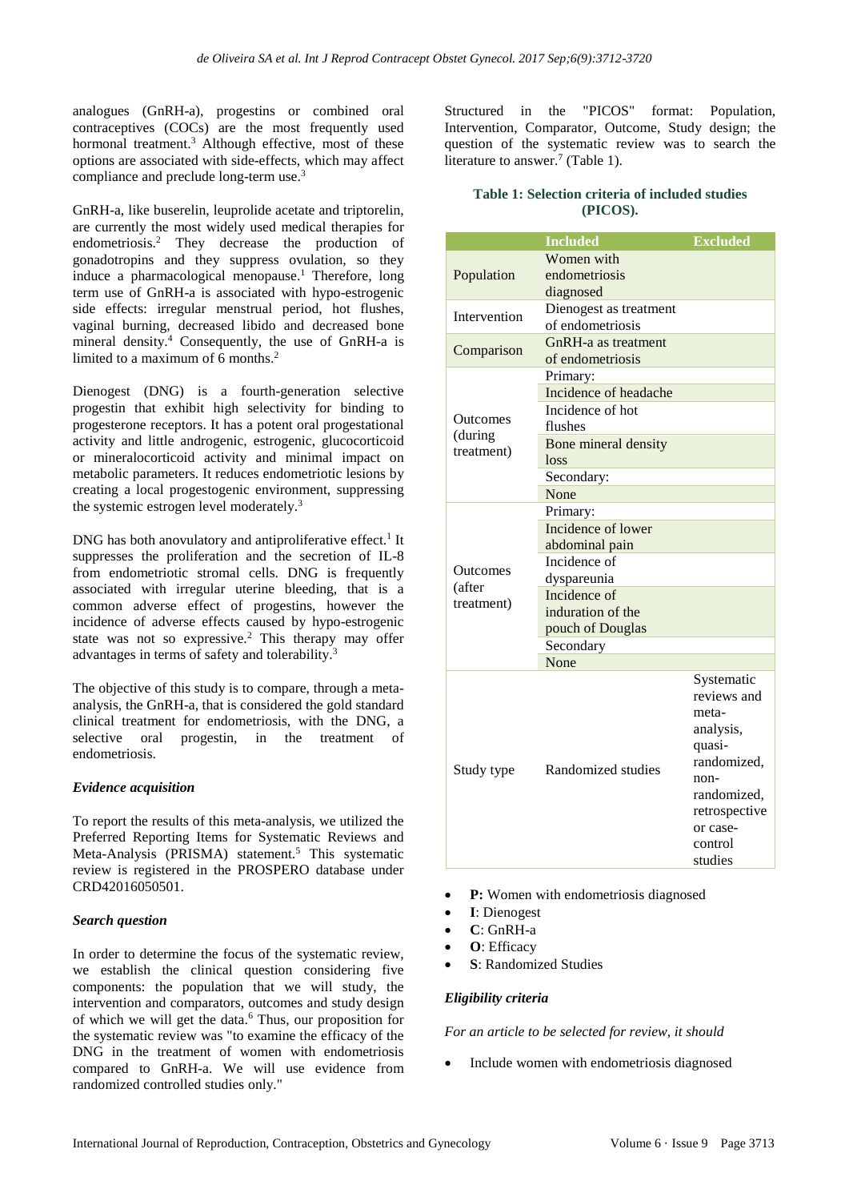analogues (GnRH-a), progestins or combined oral contraceptives (COCs) are the most frequently used hormonal treatment.[3] Although effective, most of these options are associated with side-effects, which may affect compliance and preclude long-term use.[3]

GnRH-a, like buserelin, leuprolide acetate and triptorelin, are currently the most widely used medical therapies for endometriosis.[2] They decrease the production of gonadotropins and they suppress ovulation, so they induce a pharmacological menopause.[1] Therefore, long term use of GnRH-a is associated with hypo-estrogenic side effects: irregular menstrual period, hot flushes, vaginal burning, decreased libido and decreased bone mineral density.[4] Consequently, the use of GnRH-a is limited to a maximum of 6 months.[2]

Dienogest (DNG) is a fourth-generation selective progestin that exhibit high selectivity for binding to progesterone receptors. It has a potent oral progestational activity and little androgenic, estrogenic, glucocorticoid or mineralocorticoid activity and minimal impact on metabolic parameters. It reduces endometriotic lesions by creating a local progestogenic environment, suppressing the systemic estrogen level moderately.[3]

DNG has both anovulatory and antiproliferative effect.[1] It suppresses the proliferation and the secretion of IL-8 from endometriotic stromal cells. DNG is frequently associated with irregular uterine bleeding, that is a common adverse effect of progestins, however the incidence of adverse effects caused by hypo-estrogenic state was not so expressive.[2] This therapy may offer advantages in terms of safety and tolerability.[3]

The objective of this study is to compare, through a meta-analysis, the GnRH-a, that is considered the gold standard clinical treatment for endometriosis, with the DNG, a selective oral progestin, in the treatment of endometriosis.

### *Evidence acquisition*

To report the results of this meta-analysis, we utilized the Preferred Reporting Items for Systematic Reviews and Meta-Analysis (PRISMA) statement.[5] This systematic review is registered in the PROSPERO database under CRD42016050501.

### *Search question*

In order to determine the focus of the systematic review, we establish the clinical question considering five components: the population that we will study, the intervention and comparators, outcomes and study design of which we will get the data.[6] Thus, our proposition for the systematic review was "to examine the efficacy of the DNG in the treatment of women with endometriosis compared to GnRH-a. We will use evidence from randomized controlled studies only."

Structured in the "PICOS" format: Population, Intervention, Comparator, Outcome, Study design; the question of the systematic review was to search the literature to answer.[7] (Table 1).

**Table 1: Selection criteria of included studies (PICOS).**

| | Included | Excluded |
|---|---|---|
| Population | Women with endometriosis diagnosed | |
| Intervention | Dienogest as treatment of endometriosis | |
| Comparison | GnRH-a as treatment of endometriosis | |
| Outcomes (during treatment) | Primary: | |
| | Incidence of headache | |
| | Incidence of hot flushes | |
| | Bone mineral density loss | |
| | Secondary: | |
| | None | |
| Outcomes (after treatment) | Primary: | |
| | Incidence of lower abdominal pain | |
| | Incidence of dyspareunia | |
| | Incidence of induration of the pouch of Douglas | |
| | Secondary | |
| | None | |
| Study type | Randomized studies | Systematic reviews and meta-analysis, quasi-randomized, non-randomized, retrospective or case-control studies |

- **P:** Women with endometriosis diagnosed
- **I**: Dienogest
- **C**: GnRH-a
- **O**: Efficacy
- **S**: Randomized Studies

### *Eligibility criteria*

*For an article to be selected for review, it should*

- Include women with endometriosis diagnosed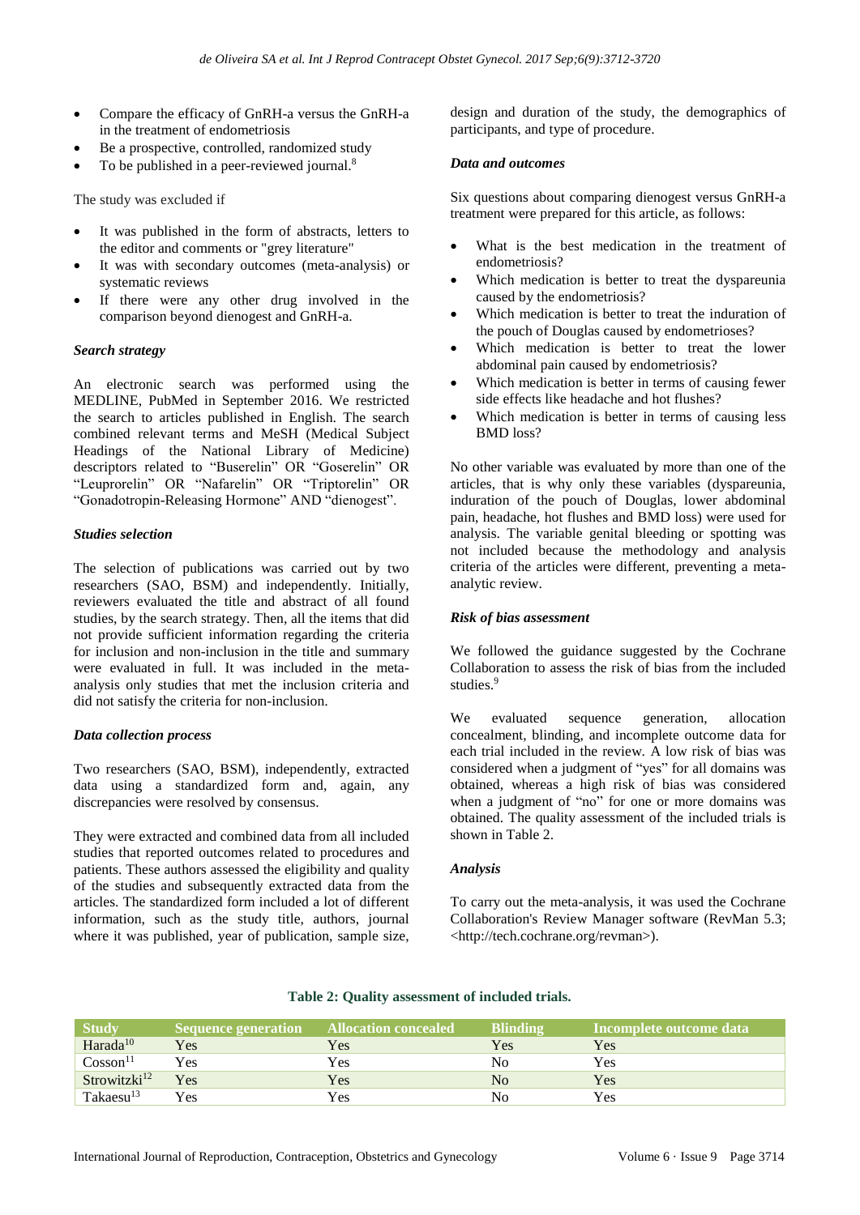- Compare the efficacy of GnRH-a versus the GnRH-a in the treatment of endometriosis
- Be a prospective, controlled, randomized study
- To be published in a peer-reviewed journal.[8]

The study was excluded if

- It was published in the form of abstracts, letters to the editor and comments or "grey literature"
- It was with secondary outcomes (meta-analysis) or systematic reviews
- If there were any other drug involved in the comparison beyond dienogest and GnRH-a.

### Search strategy

An electronic search was performed using the MEDLINE, PubMed in September 2016. We restricted the search to articles published in English. The search combined relevant terms and MeSH (Medical Subject Headings of the National Library of Medicine) descriptors related to "Buserelin" OR "Goserelin" OR "Leuprorelin" OR "Nafarelin" OR "Triptorelin" OR "Gonadotropin-Releasing Hormone" AND "dienogest".

### Studies selection

The selection of publications was carried out by two researchers (SAO, BSM) and independently. Initially, reviewers evaluated the title and abstract of all found studies, by the search strategy. Then, all the items that did not provide sufficient information regarding the criteria for inclusion and non-inclusion in the title and summary were evaluated in full. It was included in the meta-analysis only studies that met the inclusion criteria and did not satisfy the criteria for non-inclusion.

### Data collection process

Two researchers (SAO, BSM), independently, extracted data using a standardized form and, again, any discrepancies were resolved by consensus.

They were extracted and combined data from all included studies that reported outcomes related to procedures and patients. These authors assessed the eligibility and quality of the studies and subsequently extracted data from the articles. The standardized form included a lot of different information, such as the study title, authors, journal where it was published, year of publication, sample size, design and duration of the study, the demographics of participants, and type of procedure.

### Data and outcomes

Six questions about comparing dienogest versus GnRH-a treatment were prepared for this article, as follows:

- What is the best medication in the treatment of endometriosis?
- Which medication is better to treat the dyspareunia caused by the endometriosis?
- Which medication is better to treat the induration of the pouch of Douglas caused by endometrioses?
- Which medication is better to treat the lower abdominal pain caused by endometriosis?
- Which medication is better in terms of causing fewer side effects like headache and hot flushes?
- Which medication is better in terms of causing less BMD loss?

No other variable was evaluated by more than one of the articles, that is why only these variables (dyspareunia, induration of the pouch of Douglas, lower abdominal pain, headache, hot flushes and BMD loss) were used for analysis. The variable genital bleeding or spotting was not included because the methodology and analysis criteria of the articles were different, preventing a meta-analytic review.

### Risk of bias assessment

We followed the guidance suggested by the Cochrane Collaboration to assess the risk of bias from the included studies.[9]

We evaluated sequence generation, allocation concealment, blinding, and incomplete outcome data for each trial included in the review. A low risk of bias was considered when a judgment of "yes" for all domains was obtained, whereas a high risk of bias was considered when a judgment of "no" for one or more domains was obtained. The quality assessment of the included trials is shown in Table 2.

### Analysis

To carry out the meta-analysis, it was used the Cochrane Collaboration's Review Manager software (RevMan 5.3; <http://tech.cochrane.org/revman>).

**Table 2: Quality assessment of included trials.**

| Study | Sequence generation | Allocation concealed | Blinding | Incomplete outcome data |
|---|---|---|---|---|
| Harada[10] | Yes | Yes | Yes | Yes |
| Cosson[11] | Yes | Yes | No | Yes |
| Strowitzki[12] | Yes | Yes | No | Yes |
| Takaesu[13] | Yes | Yes | No | Yes |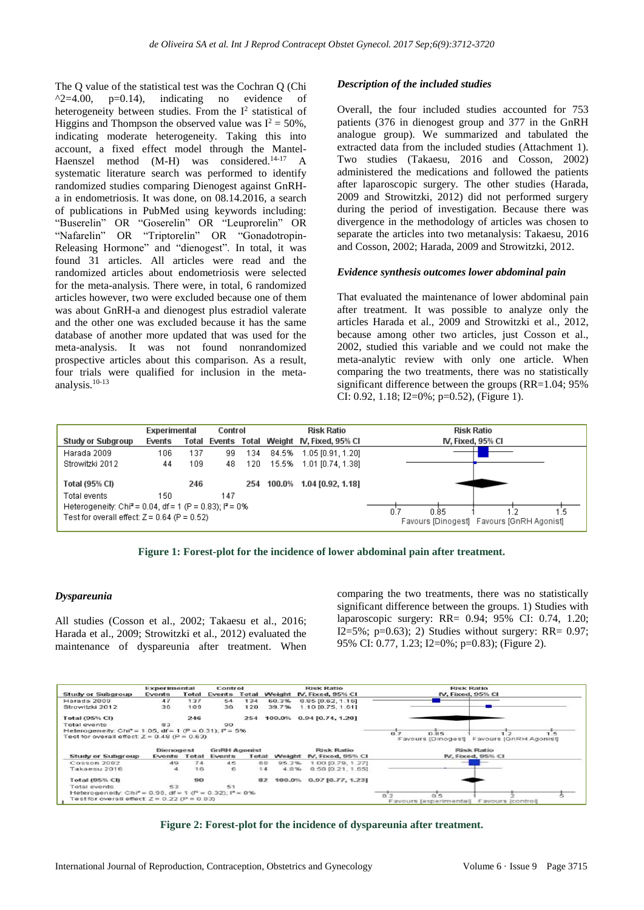The Q value of the statistical test was the Cochran Q (Chi ^2=4.00, p=0.14), indicating no evidence of heterogeneity between studies. From the $I^2$ statistical of Higgins and Thompson the observed value was $I^2 = 50\%$, indicating moderate heterogeneity. Taking this into account, a fixed effect model through the Mantel-Haenszel method (M-H) was considered.[14-17] A systematic literature search was performed to identify randomized studies comparing Dienogest against GnRH-a in endometriosis. It was done, on 08.14.2016, a search of publications in PubMed using keywords including: "Buserelin" OR "Goserelin" OR "Leuprorelin" OR "Nafarelin" OR "Triptorelin" OR "Gonadotropin-Releasing Hormone" and "dienogest". In total, it was found 31 articles. All articles were read and the randomized articles about endometriosis were selected for the meta-analysis. There were, in total, 6 randomized articles however, two were excluded because one of them was about GnRH-a and dienogest plus estradiol valerate and the other one was excluded because it has the same database of another more updated that was used for the meta-analysis. It was not found nonrandomized prospective articles about this comparison. As a result, four trials were qualified for inclusion in the meta-analysis.[10-13]

### *Description of the included studies*

Overall, the four included studies accounted for 753 patients (376 in dienogest group and 377 in the GnRH analogue group). We summarized and tabulated the extracted data from the included studies (Attachment 1). Two studies (Takaesu, 2016 and Cosson, 2002) administered the medications and followed the patients after laparoscopic surgery. The other studies (Harada, 2009 and Strowitzki, 2012) did not performed surgery during the period of investigation. Because there was divergence in the methodology of articles was chosen to separate the articles into two metanalysis: Takaesu, 2016 and Cosson, 2002; Harada, 2009 and Strowitzki, 2012.

### *Evidence synthesis outcomes lower abdominal pain*

That evaluated the maintenance of lower abdominal pain after treatment. It was possible to analyze only the articles Harada et al., 2009 and Strowitzki et al., 2012, because among other two articles, just Cosson et al., 2002, studied this variable and we could not make the meta-analytic review with only one article. When comparing the two treatments, there was no statistically significant difference between the groups (RR=1.04; 95% CI: 0.92, 1.18; I2=0%; p=0.52), (Figure 1).

| Study or Subgroup | Experimental Events | Experimental Total | Control Events | Control Total | Weight | Risk Ratio IV, Fixed, 95% CI |
|---|---|---|---|---|---|---|
| Harada 2009 | 106 | 137 | 99 | 134 | 84.5% | 1.05 [0.91, 1.20] |
| Strowitzki 2012 | 44 | 109 | 48 | 120 | 15.5% | 1.01 [0.74, 1.38] |
| **Total (95% CI)** | | **246** | | **254** | **100.0%** | **1.04 [0.92, 1.18]** |
| Total events | 150 | | 147 | | | |
| Heterogeneity: $Chi^2 = 0.04$, df = 1 (P = 0.83); $I^2 = 0\%$ | | | | | | |
| Test for overall effect: Z = 0.64 (P = 0.52) | | | | | | |

Favours [Dinogest] Favours [GnRH Agonist]

**Figure 1: Forest-plot for the incidence of lower abdominal pain after treatment.**

### *Dyspareunia*

All studies (Cosson et al., 2002; Takaesu et al., 2016; Harada et al., 2009; Strowitzki et al., 2012) evaluated the maintenance of dyspareunia after treatment. When comparing the two treatments, there was no statistically significant difference between the groups. 1) Studies with laparoscopic surgery: RR= 0.94; 95% CI: 0.74, 1.20; I2=5%; p=0.63); 2) Studies without surgery: RR= 0.97; 95% CI: 0.77, 1.23; I2=0%; p=0.83); (Figure 2).

| Study or Subgroup | Experimental Events | Experimental Total | Control Events | Control Total | Weight | Risk Ratio IV, Fixed, 95% CI |
|---|---|---|---|---|---|---|
| Harada 2009 | 47 | 137 | 54 | 134 | 60.3% | 0.85 [0.62, 1.16] |
| Strowitzki 2012 | 36 | 109 | 36 | 120 | 39.7% | 1.10 [0.75, 1.61] |
| **Total (95% CI)** | | **246** | | **254** | **100.0%** | **0.94 [0.74, 1.20]** |
| Total events | 83 | | 90 | | | |
| Heterogeneity: $Chi^2 = 1.05$, df = 1 (P = 0.31); $I^2 = 5\%$ | | | | | | |
| Test for overall effect: Z = 0.48 (P = 0.63) | | | | | | |

Favours [Dinogest] Favours [GnRH Agonist]

| Study or Subgroup | Dienogest Events | Dienogest Total | GnRH Agonist Events | GnRH Agonist Total | Weight | Risk Ratio IV, Fixed, 95% CI |
|---|---|---|---|---|---|---|
| Cosson 2002 | 49 | 74 | 45 | 68 | 95.2% | 1.00 [0.79, 1.27] |
| Takaesu 2016 | 4 | 16 | 6 | 14 | 4.8% | 0.58 [0.21, 1.65] |
| **Total (95% CI)** | | **90** | | **82** | **100.0%** | **0.97 [0.77, 1.23]** |
| Total events | 53 | | 51 | | | |
| Heterogeneity: $Chi^2 = 0.98$, df = 1 (P = 0.32); $I^2 = 0\%$ | | | | | | |
| Test for overall effect: Z = 0.22 (P = 0.83) | | | | | | |

Favours [experimental] Favours [control]

**Figure 2: Forest-plot for the incidence of dyspareunia after treatment.**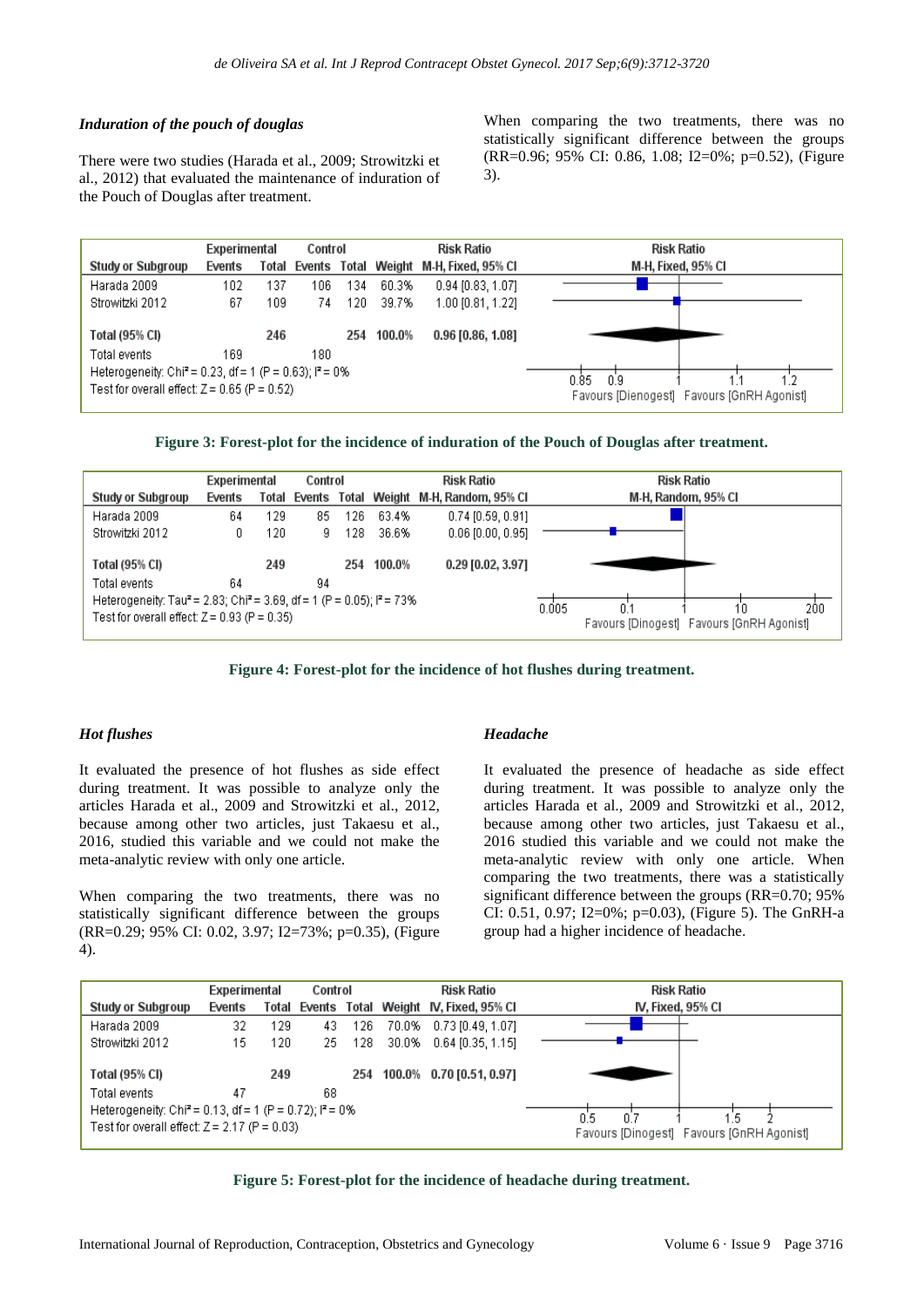### *Induration of the pouch of douglas*

There were two studies (Harada et al., 2009; Strowitzki et al., 2012) that evaluated the maintenance of induration of the Pouch of Douglas after treatment.

When comparing the two treatments, there was no statistically significant difference between the groups (RR=0.96; 95% CI: 0.86, 1.08; I2=0%; p=0.52), (Figure 3).

| Study or Subgroup | Experimental Events | Experimental Total | Control Events | Control Total | Weight | Risk Ratio M-H, Fixed, 95% CI |
|---|---|---|---|---|---|---|
| Harada 2009 | 102 | 137 | 106 | 134 | 60.3% | 0.94 [0.83, 1.07] |
| Strowitzki 2012 | 67 | 109 | 74 | 120 | 39.7% | 1.00 [0.81, 1.22] |
| **Total (95% CI)** | | **246** | | **254** | **100.0%** | **0.96 [0.86, 1.08]** |
| Total events | 169 | | 180 | | | |

Heterogeneity: Chi² = 0.23, df = 1 (P = 0.63); I² = 0%
Test for overall effect: Z = 0.65 (P = 0.52)

Favours [Dienogest] Favours [GnRH Agonist]

**Figure 3: Forest-plot for the incidence of induration of the Pouch of Douglas after treatment.**

| Study or Subgroup | Experimental Events | Experimental Total | Control Events | Control Total | Weight | Risk Ratio M-H, Random, 95% CI |
|---|---|---|---|---|---|---|
| Harada 2009 | 64 | 129 | 85 | 126 | 63.4% | 0.74 [0.59, 0.91] |
| Strowitzki 2012 | 0 | 120 | 9 | 128 | 36.6% | 0.06 [0.00, 0.95] |
| **Total (95% CI)** | | **249** | | **254** | **100.0%** | **0.29 [0.02, 3.97]** |
| Total events | 64 | | 94 | | | |

Heterogeneity: Tau² = 2.83; Chi² = 3.69, df = 1 (P = 0.05); I² = 73%
Test for overall effect: Z = 0.93 (P = 0.35)

Favours [Dinogest] Favours [GnRH Agonist]

**Figure 4: Forest-plot for the incidence of hot flushes during treatment.**

### *Hot flushes*

It evaluated the presence of hot flushes as side effect during treatment. It was possible to analyze only the articles Harada et al., 2009 and Strowitzki et al., 2012, because among other two articles, just Takaesu et al., 2016, studied this variable and we could not make the meta-analytic review with only one article.

When comparing the two treatments, there was no statistically significant difference between the groups (RR=0.29; 95% CI: 0.02, 3.97; I2=73%; p=0.35), (Figure 4).

### *Headache*

It evaluated the presence of headache as side effect during treatment. It was possible to analyze only the articles Harada et al., 2009 and Strowitzki et al., 2012, because among other two articles, just Takaesu et al., 2016 studied this variable and we could not make the meta-analytic review with only one article. When comparing the two treatments, there was a statistically significant difference between the groups (RR=0.70; 95% CI: 0.51, 0.97; I2=0%; p=0.03), (Figure 5). The GnRH-a group had a higher incidence of headache.

| Study or Subgroup | Experimental Events | Experimental Total | Control Events | Control Total | Weight | Risk Ratio IV, Fixed, 95% CI |
|---|---|---|---|---|---|---|
| Harada 2009 | 32 | 129 | 43 | 126 | 70.0% | 0.73 [0.49, 1.07] |
| Strowitzki 2012 | 15 | 120 | 25 | 128 | 30.0% | 0.64 [0.35, 1.15] |
| **Total (95% CI)** | | **249** | | **254** | **100.0%** | **0.70 [0.51, 0.97]** |
| Total events | 47 | | 68 | | | |

Heterogeneity: Chi² = 0.13, df = 1 (P = 0.72); I² = 0%
Test for overall effect: Z = 2.17 (P = 0.03)

Favours [Dinogest] Favours [GnRH Agonist]

**Figure 5: Forest-plot for the incidence of headache during treatment.**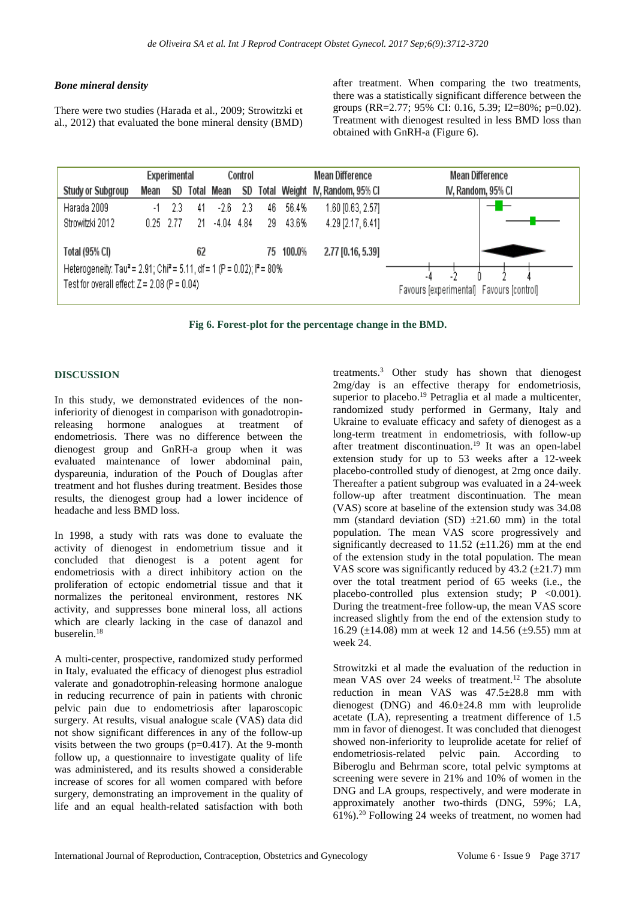### *Bone mineral density*

There were two studies (Harada et al., 2009; Strowitzki et al., 2012) that evaluated the bone mineral density (BMD) after treatment. When comparing the two treatments, there was a statistically significant difference between the groups (RR=2.77; 95% CI: 0.16, 5.39; I2=80%; p=0.02). Treatment with dienogest resulted in less BMD loss than obtained with GnRH-a (Figure 6).

| Study or Subgroup | Experimental Mean | Experimental SD | Experimental Total | Control Mean | Control SD | Control Total | Weight | Mean Difference IV, Random, 95% CI |
|---|---|---|---|---|---|---|---|---|
| Harada 2009 | -1 | 2.3 | 41 | -2.6 | 2.3 | 46 | 56.4% | 1.60 [0.63, 2.57] |
| Strowitzki 2012 | 0.25 | 2.77 | 21 | -4.04 | 4.84 | 29 | 43.6% | 4.29 [2.17, 6.41] |
| Total (95% CI) | | | 62 | | | 75 | 100.0% | 2.77 [0.16, 5.39] |

Heterogeneity: $Tau^2 = 2.91$; $Chi^2 = 5.11$, df = 1 (P = 0.02); $I^2 = 80\%$

Test for overall effect: Z = 2.08 (P = 0.04)

Favours [experimental] Favours [control]

**Fig 6. Forest-plot for the percentage change in the BMD.**

## DISCUSSION

In this study, we demonstrated evidences of the non-inferiority of dienogest in comparison with gonadotropin-releasing hormone analogues at treatment of endometriosis. There was no difference between the dienogest group and GnRH-a group when it was evaluated maintenance of lower abdominal pain, dyspareunia, induration of the Pouch of Douglas after treatment and hot flushes during treatment. Besides those results, the dienogest group had a lower incidence of headache and less BMD loss.

In 1998, a study with rats was done to evaluate the activity of dienogest in endometrium tissue and it concluded that dienogest is a potent agent for endometriosis with a direct inhibitory action on the proliferation of ectopic endometrial tissue and that it normalizes the peritoneal environment, restores NK activity, and suppresses bone mineral loss, all actions which are clearly lacking in the case of danazol and buserelin.[18]

A multi-center, prospective, randomized study performed in Italy, evaluated the efficacy of dienogest plus estradiol valerate and gonadotrophin-releasing hormone analogue in reducing recurrence of pain in patients with chronic pelvic pain due to endometriosis after laparoscopic surgery. At results, visual analogue scale (VAS) data did not show significant differences in any of the follow-up visits between the two groups (p=0.417). At the 9-month follow up, a questionnaire to investigate quality of life was administered, and its results showed a considerable increase of scores for all women compared with before surgery, demonstrating an improvement in the quality of life and an equal health-related satisfaction with both treatments.[3] Other study has shown that dienogest 2mg/day is an effective therapy for endometriosis, superior to placebo.[19] Petraglia et al made a multicenter, randomized study performed in Germany, Italy and Ukraine to evaluate efficacy and safety of dienogest as a long-term treatment in endometriosis, with follow-up after treatment discontinuation.[19] It was an open-label extension study for up to 53 weeks after a 12-week placebo-controlled study of dienogest, at 2mg once daily. Thereafter a patient subgroup was evaluated in a 24-week follow-up after treatment discontinuation. The mean (VAS) score at baseline of the extension study was 34.08 mm (standard deviation (SD) ±21.60 mm) in the total population. The mean VAS score progressively and significantly decreased to 11.52 (±11.26) mm at the end of the extension study in the total population. The mean VAS score was significantly reduced by 43.2 (±21.7) mm over the total treatment period of 65 weeks (i.e., the placebo-controlled plus extension study; P <0.001). During the treatment-free follow-up, the mean VAS score increased slightly from the end of the extension study to 16.29 (±14.08) mm at week 12 and 14.56 (±9.55) mm at week 24.

Strowitzki et al made the evaluation of the reduction in mean VAS over 24 weeks of treatment.[12] The absolute reduction in mean VAS was 47.5±28.8 mm with dienogest (DNG) and 46.0±24.8 mm with leuprolide acetate (LA), representing a treatment difference of 1.5 mm in favor of dienogest. It was concluded that dienogest showed non-inferiority to leuprolide acetate for relief of endometriosis-related pelvic pain. According to Biberoglu and Behrman score, total pelvic symptoms at screening were severe in 21% and 10% of women in the DNG and LA groups, respectively, and were moderate in approximately another two-thirds (DNG, 59%; LA, 61%).[20] Following 24 weeks of treatment, no women had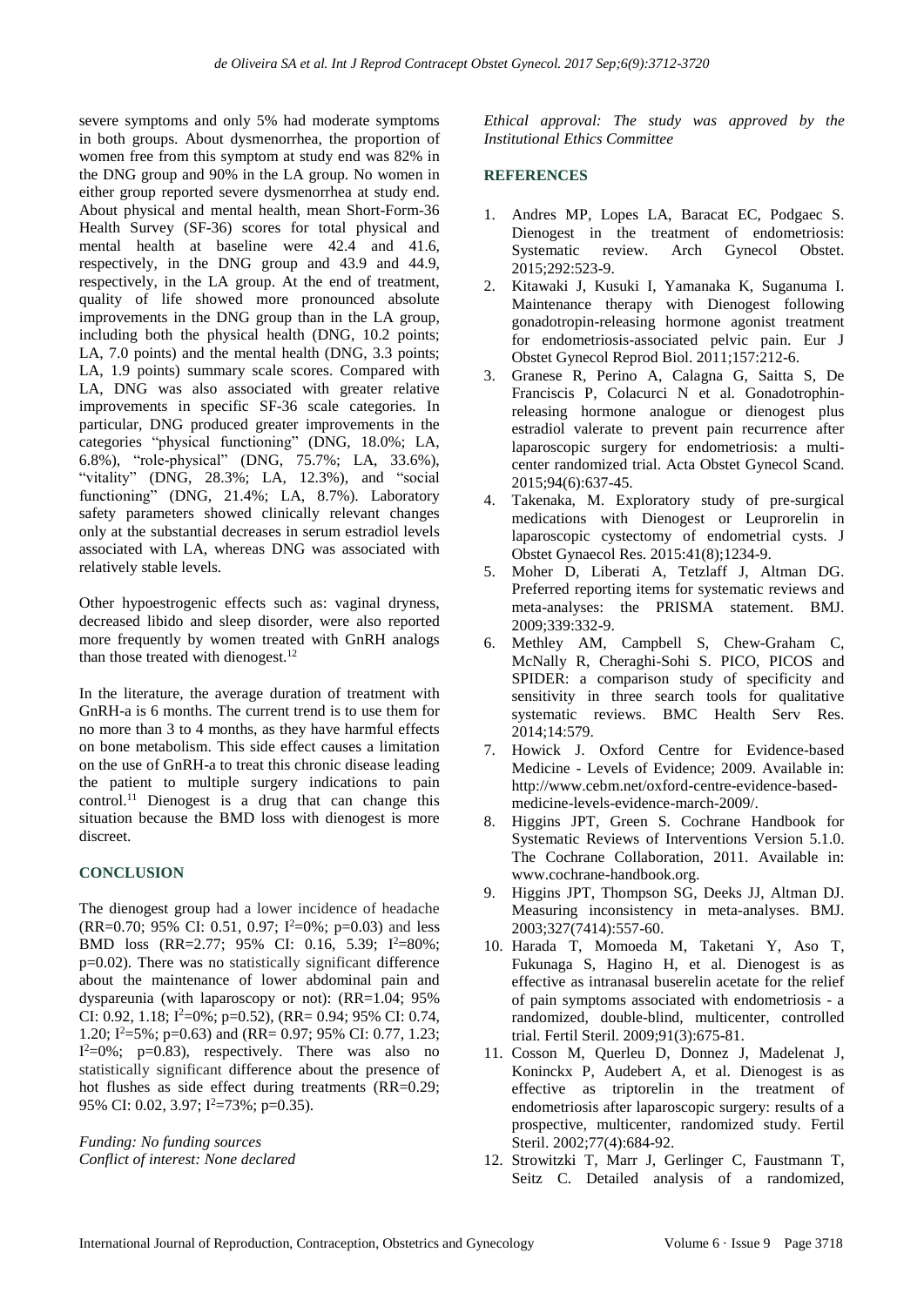severe symptoms and only 5% had moderate symptoms in both groups. About dysmenorrhea, the proportion of women free from this symptom at study end was 82% in the DNG group and 90% in the LA group. No women in either group reported severe dysmenorrhea at study end. About physical and mental health, mean Short-Form-36 Health Survey (SF-36) scores for total physical and mental health at baseline were 42.4 and 41.6, respectively, in the DNG group and 43.9 and 44.9, respectively, in the LA group. At the end of treatment, quality of life showed more pronounced absolute improvements in the DNG group than in the LA group, including both the physical health (DNG, 10.2 points; LA, 7.0 points) and the mental health (DNG, 3.3 points; LA, 1.9 points) summary scale scores. Compared with LA, DNG was also associated with greater relative improvements in specific SF-36 scale categories. In particular, DNG produced greater improvements in the categories "physical functioning" (DNG, 18.0%; LA, 6.8%), "role-physical" (DNG, 75.7%; LA, 33.6%), "vitality" (DNG, 28.3%; LA, 12.3%), and "social functioning" (DNG, 21.4%; LA, 8.7%). Laboratory safety parameters showed clinically relevant changes only at the substantial decreases in serum estradiol levels associated with LA, whereas DNG was associated with relatively stable levels.

Other hypoestrogenic effects such as: vaginal dryness, decreased libido and sleep disorder, were also reported more frequently by women treated with GnRH analogs than those treated with dienogest.[12]

In the literature, the average duration of treatment with GnRH-a is 6 months. The current trend is to use them for no more than 3 to 4 months, as they have harmful effects on bone metabolism. This side effect causes a limitation on the use of GnRH-a to treat this chronic disease leading the patient to multiple surgery indications to pain control.[11] Dienogest is a drug that can change this situation because the BMD loss with dienogest is more discreet.

## CONCLUSION

The dienogest group had a lower incidence of headache (RR=0.70; 95% CI: 0.51, 0.97; $I^2$=0%; p=0.03) and less BMD loss (RR=2.77; 95% CI: 0.16, 5.39; $I^2$=80%; p=0.02). There was no statistically significant difference about the maintenance of lower abdominal pain and dyspareunia (with laparoscopy or not): (RR=1.04; 95% CI: 0.92, 1.18; $I^2$=0%; p=0.52), (RR= 0.94; 95% CI: 0.74, 1.20; $I^2$=5%; p=0.63) and (RR= 0.97; 95% CI: 0.77, 1.23; $I^2$=0%; p=0.83), respectively. There was also no statistically significant difference about the presence of hot flushes as side effect during treatments (RR=0.29; 95% CI: 0.02, 3.97; $I^2$=73%; p=0.35).

*Funding: No funding sources*
*Conflict of interest: None declared*
*Ethical approval: The study was approved by the Institutional Ethics Committee*

## REFERENCES

1. Andres MP, Lopes LA, Baracat EC, Podgaec S. Dienogest in the treatment of endometriosis: Systematic review. Arch Gynecol Obstet. 2015;292:523-9.
2. Kitawaki J, Kusuki I, Yamanaka K, Suganuma I. Maintenance therapy with Dienogest following gonadotropin-releasing hormone agonist treatment for endometriosis-associated pelvic pain. Eur J Obstet Gynecol Reprod Biol. 2011;157:212-6.
3. Granese R, Perino A, Calagna G, Saitta S, De Franciscis P, Colacurci N et al. Gonadotrophin-releasing hormone analogue or dienogest plus estradiol valerate to prevent pain recurrence after laparoscopic surgery for endometriosis: a multi-center randomized trial. Acta Obstet Gynecol Scand. 2015;94(6):637-45.
4. Takenaka, M. Exploratory study of pre-surgical medications with Dienogest or Leuprorelin in laparoscopic cystectomy of endometrial cysts. J Obstet Gynaecol Res. 2015:41(8);1234-9.
5. Moher D, Liberati A, Tetzlaff J, Altman DG. Preferred reporting items for systematic reviews and meta-analyses: the PRISMA statement. BMJ. 2009;339:332-9.
6. Methley AM, Campbell S, Chew-Graham C, McNally R, Cheraghi-Sohi S. PICO, PICOS and SPIDER: a comparison study of specificity and sensitivity in three search tools for qualitative systematic reviews. BMC Health Serv Res. 2014;14:579.
7. Howick J. Oxford Centre for Evidence-based Medicine - Levels of Evidence; 2009. Available in: http://www.cebm.net/oxford-centre-evidence-based-medicine-levels-evidence-march-2009/.
8. Higgins JPT, Green S. Cochrane Handbook for Systematic Reviews of Interventions Version 5.1.0. The Cochrane Collaboration, 2011. Available in: www.cochrane-handbook.org.
9. Higgins JPT, Thompson SG, Deeks JJ, Altman DJ. Measuring inconsistency in meta-analyses. BMJ. 2003;327(7414):557-60.
10. Harada T, Momoeda M, Taketani Y, Aso T, Fukunaga S, Hagino H, et al. Dienogest is as effective as intranasal buserelin acetate for the relief of pain symptoms associated with endometriosis - a randomized, double-blind, multicenter, controlled trial. Fertil Steril. 2009;91(3):675-81.
11. Cosson M, Querleu D, Donnez J, Madelenat J, Koninckx P, Audebert A, et al. Dienogest is as effective as triptorelin in the treatment of endometriosis after laparoscopic surgery: results of a prospective, multicenter, randomized study. Fertil Steril. 2002;77(4):684-92.
12. Strowitzki T, Marr J, Gerlinger C, Faustmann T, Seitz C. Detailed analysis of a randomized,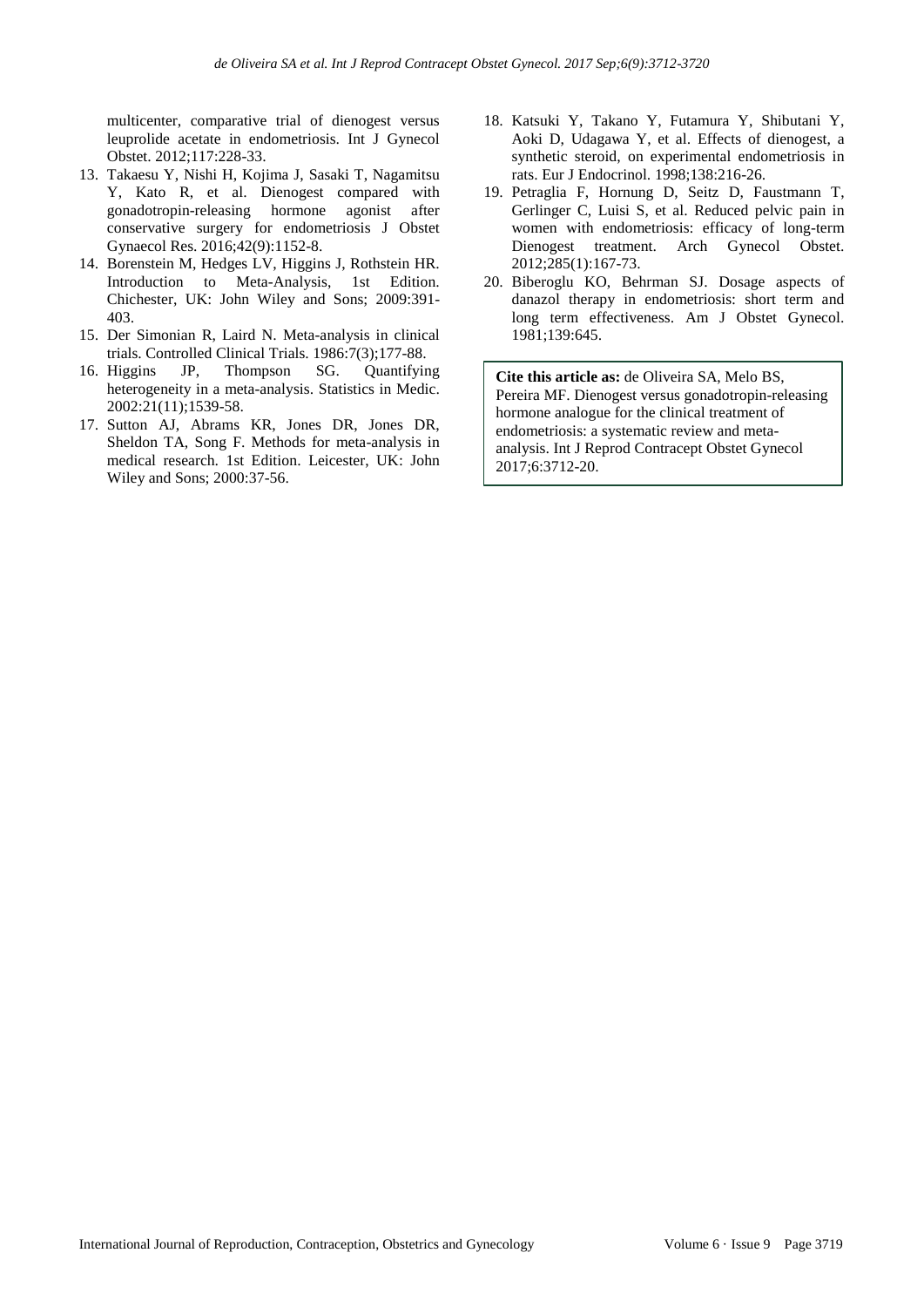multicenter, comparative trial of dienogest versus leuprolide acetate in endometriosis. Int J Gynecol Obstet. 2012;117:228-33.

13. Takaesu Y, Nishi H, Kojima J, Sasaki T, Nagamitsu Y, Kato R, et al. Dienogest compared with gonadotropin-releasing hormone agonist after conservative surgery for endometriosis J Obstet Gynaecol Res. 2016;42(9):1152-8.
14. Borenstein M, Hedges LV, Higgins J, Rothstein HR. Introduction to Meta-Analysis, 1st Edition. Chichester, UK: John Wiley and Sons; 2009:391-403.
15. Der Simonian R, Laird N. Meta-analysis in clinical trials. Controlled Clinical Trials. 1986:7(3);177-88.
16. Higgins JP, Thompson SG. Quantifying heterogeneity in a meta-analysis. Statistics in Medic. 2002:21(11);1539-58.
17. Sutton AJ, Abrams KR, Jones DR, Jones DR, Sheldon TA, Song F. Methods for meta-analysis in medical research. 1st Edition. Leicester, UK: John Wiley and Sons; 2000:37-56.
18. Katsuki Y, Takano Y, Futamura Y, Shibutani Y, Aoki D, Udagawa Y, et al. Effects of dienogest, a synthetic steroid, on experimental endometriosis in rats. Eur J Endocrinol. 1998;138:216-26.
19. Petraglia F, Hornung D, Seitz D, Faustmann T, Gerlinger C, Luisi S, et al. Reduced pelvic pain in women with endometriosis: efficacy of long-term Dienogest treatment. Arch Gynecol Obstet. 2012;285(1):167-73.
20. Biberoglu KO, Behrman SJ. Dosage aspects of danazol therapy in endometriosis: short term and long term effectiveness. Am J Obstet Gynecol. 1981;139:645.

**Cite this article as:** de Oliveira SA, Melo BS, Pereira MF. Dienogest versus gonadotropin-releasing hormone analogue for the clinical treatment of endometriosis: a systematic review and meta-analysis. Int J Reprod Contracept Obstet Gynecol 2017;6:3712-20.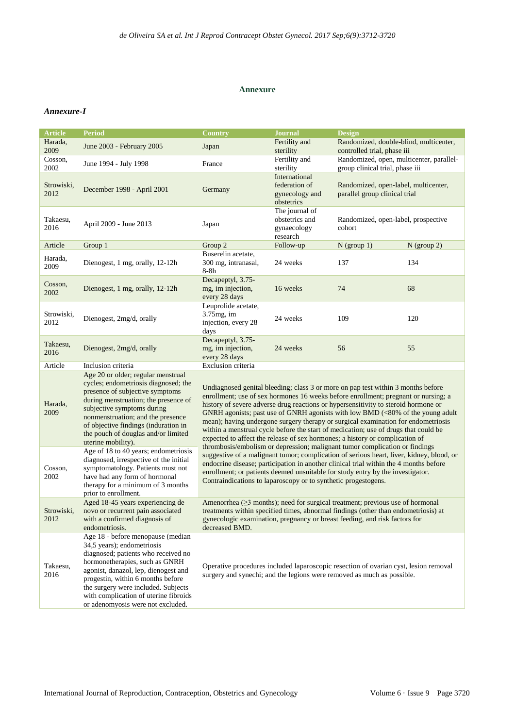## Annexure

### *Annexure-I*

| Article | Period | Country | Journal | Design | |
|---|---|---|---|---|---|
| Harada, 2009 | June 2003 - February 2005 | Japan | Fertility and sterility | Randomized, double-blind, multicenter, controlled trial, phase iii | |
| Cosson, 2002 | June 1994 - July 1998 | France | Fertility and sterility | Randomized, open, multicenter, parallel-group clinical trial, phase iii | |
| Strowiski, 2012 | December 1998 - April 2001 | Germany | International federation of gynecology and obstetrics | Randomized, open-label, multicenter, parallel group clinical trial | |
| Takaesu, 2016 | April 2009 - June 2013 | Japan | The journal of obstetrics and gynaecology research | Randomized, open-label, prospective cohort | |
| Article | Group 1 | Group 2 | Follow-up | N (group 1) | N (group 2) |
| Harada, 2009 | Dienogest, 1 mg, orally, 12-12h | Buserelin acetate, 300 mg, intranasal, 8-8h | 24 weeks | 137 | 134 |
| Cosson, 2002 | Dienogest, 1 mg, orally, 12-12h | Decapeptyl, 3.75-mg, im injection, every 28 days | 16 weeks | 74 | 68 |
| Strowiski, 2012 | Dienogest, 2mg/d, orally | Leuprolide acetate, 3.75mg, im injection, every 28 days | 24 weeks | 109 | 120 |
| Takaesu, 2016 | Dienogest, 2mg/d, orally | Decapeptyl, 3.75-mg, im injection, every 28 days | 24 weeks | 56 | 55 |
| Article | Inclusion criteria | Exclusion criteria | | | |
| Harada, 2009 | Age 20 or older; regular menstrual cycles; endometriosis diagnosed; the presence of subjective symptoms during menstruation; the presence of subjective symptoms during nonmenstruation; and the presence of objective findings (induration in the pouch of douglas and/or limited uterine mobility). | Undiagnosed genital bleeding; class 3 or more on pap test within 3 months before enrollment; use of sex hormones 16 weeks before enrollment; pregnant or nursing; a history of severe adverse drug reactions or hypersensitivity to steroid hormone or GNRH agonists; past use of GNRH agonists with low BMD (<80% of the young adult mean); having undergone surgery therapy or surgical examination for endometriosis within a menstrual cycle before the start of medication; use of drugs that could be expected to affect the release of sex hormones; a history or complication of thrombosis/embolism or depression; malignant tumor complication or findings suggestive of a malignant tumor; complication of serious heart, liver, kidney, blood, or endocrine disease; participation in another clinical trial within the 4 months before enrollment; or patients deemed unsuitable for study entry by the investigator. Contraindications to laparoscopy or to synthetic progestogens. | | | |
| Cosson, 2002 | Age of 18 to 40 years; endometriosis diagnosed, irrespective of the initial symptomatology. Patients must not have had any form of hormonal therapy for a minimum of 3 months prior to enrollment. | | | | |
| Strowiski, 2012 | Aged 18-45 years experiencing de novo or recurrent pain associated with a confirmed diagnosis of endometriosis. | Amenorrhea (≥3 months); need for surgical treatment; previous use of hormonal treatments within specified times, abnormal findings (other than endometriosis) at gynecologic examination, pregnancy or breast feeding, and risk factors for decreased BMD. | | | |
| Takaesu, 2016 | Age 18 - before menopause (median 34,5 years); endometriosis diagnosed; patients who received no hormonetherapies, such as GNRH agonist, danazol, lep, dienogest and progestin, within 6 months before the surgery were included. Subjects with complication of uterine fibroids or adenomyosis were not excluded. | Operative procedures included laparoscopic resection of ovarian cyst, lesion removal surgery and synechi; and the legions were removed as much as possible. | | | |